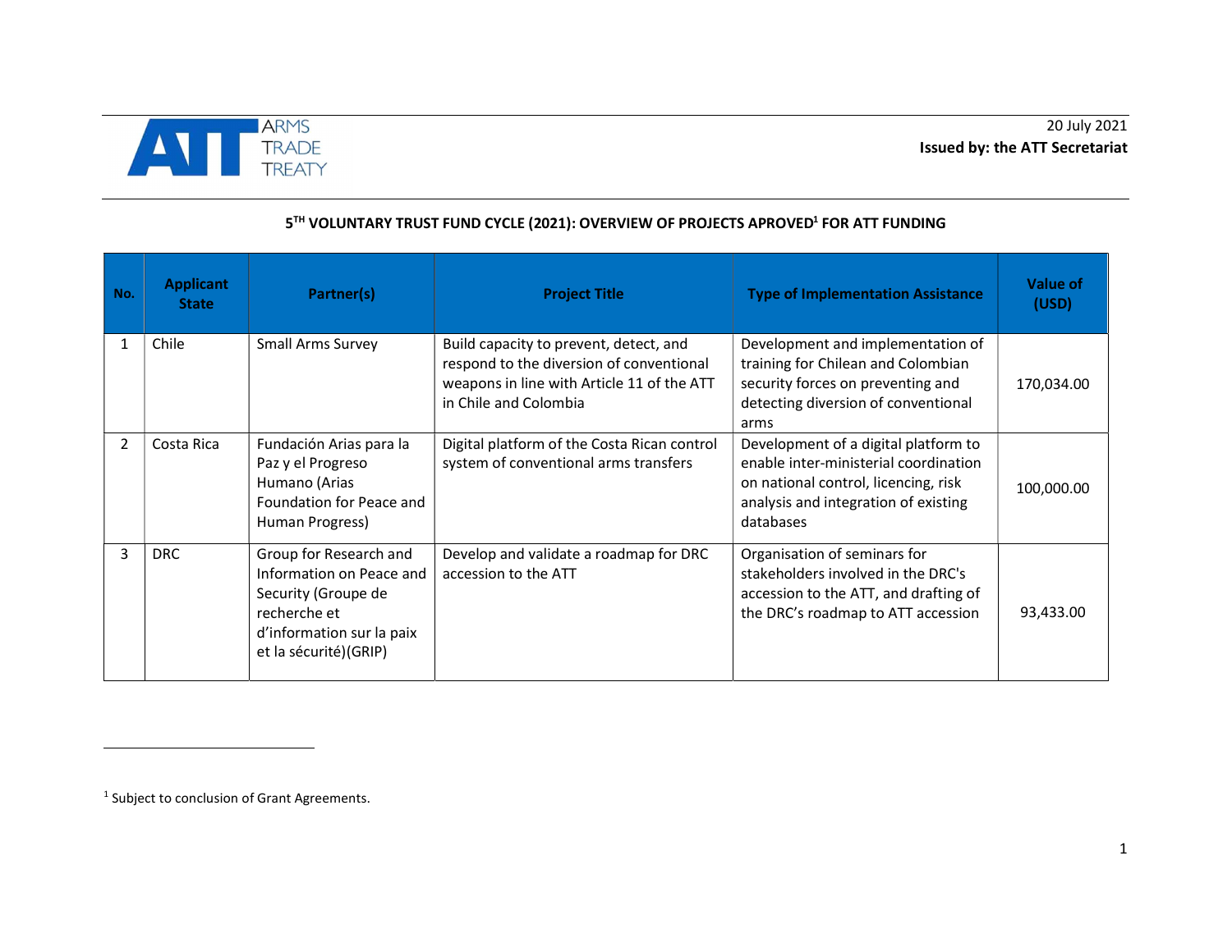ARMS TRADE TREATY

20 July 2021
**Issued by: the ATT Secretariat**

**5TH VOLUNTARY TRUST FUND CYCLE (2021): OVERVIEW OF PROJECTS APROVED[1] FOR ATT FUNDING**

| No. | Applicant State | Partner(s) | Project Title | Type of Implementation Assistance | Value of (USD) |
|---|---|---|---|---|---|
| 1 | Chile | Small Arms Survey | Build capacity to prevent, detect, and respond to the diversion of conventional weapons in line with Article 11 of the ATT in Chile and Colombia | Development and implementation of training for Chilean and Colombian security forces on preventing and detecting diversion of conventional arms | 170,034.00 |
| 2 | Costa Rica | Fundación Arias para la Paz y el Progreso Humano (Arias Foundation for Peace and Human Progress) | Digital platform of the Costa Rican control system of conventional arms transfers | Development of a digital platform to enable inter-ministerial coordination on national control, licencing, risk analysis and integration of existing databases | 100,000.00 |
| 3 | DRC | Group for Research and Information on Peace and Security (Groupe de recherche et d'information sur la paix et la sécurité)(GRIP) | Develop and validate a roadmap for DRC accession to the ATT | Organisation of seminars for stakeholders involved in the DRC's accession to the ATT, and drafting of the DRC's roadmap to ATT accession | 93,433.00 |

[1] Subject to conclusion of Grant Agreements.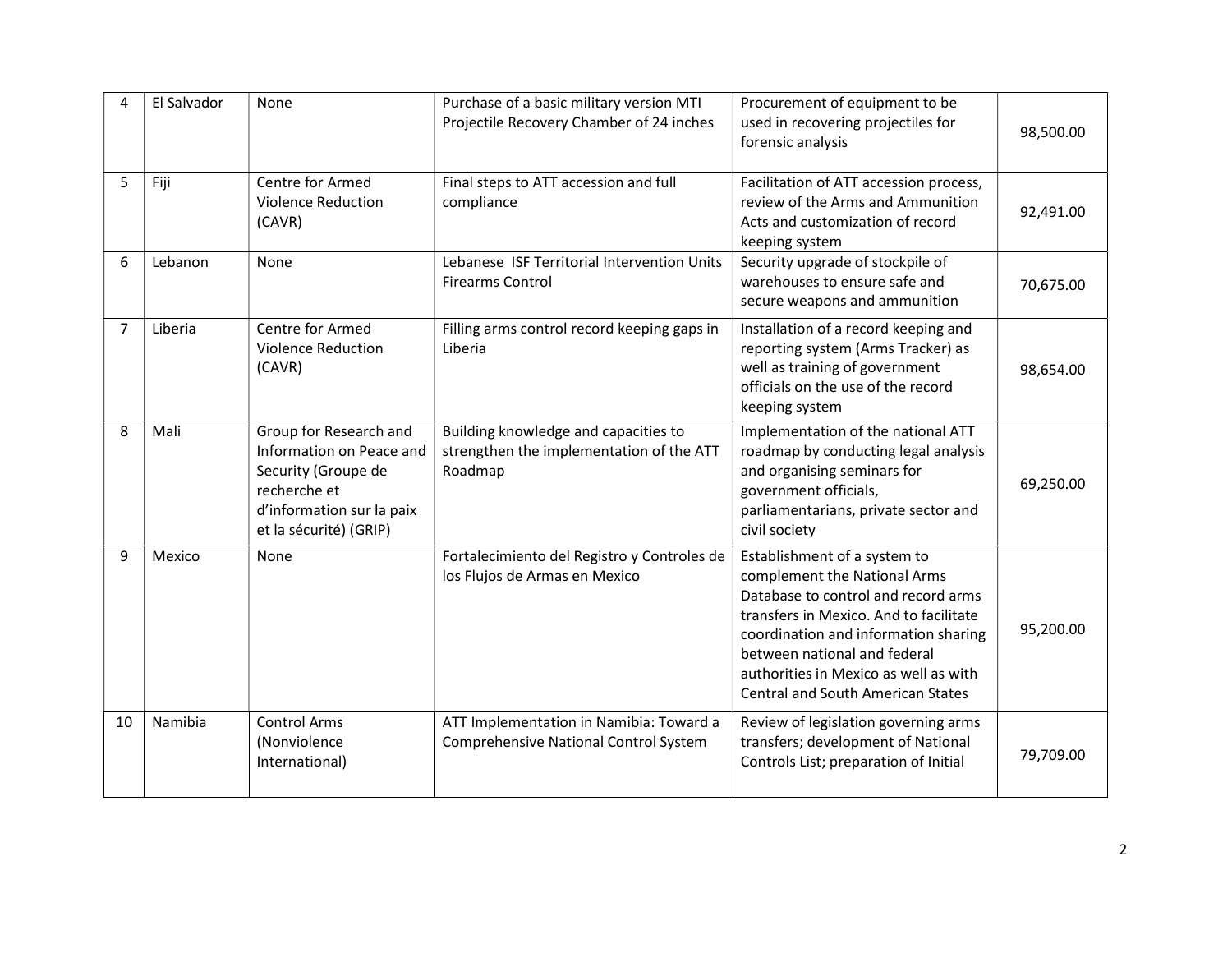| 4 | El Salvador | None | Purchase of a basic military version MTI Projectile Recovery Chamber of 24 inches | Procurement of equipment to be used in recovering projectiles for forensic analysis | 98,500.00 |
|---|---|---|---|---|---|
| 5 | Fiji | Centre for Armed Violence Reduction (CAVR) | Final steps to ATT accession and full compliance | Facilitation of ATT accession process, review of the Arms and Ammunition Acts and customization of record keeping system | 92,491.00 |
| 6 | Lebanon | None | Lebanese ISF Territorial Intervention Units Firearms Control | Security upgrade of stockpile of warehouses to ensure safe and secure weapons and ammunition | 70,675.00 |
| 7 | Liberia | Centre for Armed Violence Reduction (CAVR) | Filling arms control record keeping gaps in Liberia | Installation of a record keeping and reporting system (Arms Tracker) as well as training of government officials on the use of the record keeping system | 98,654.00 |
| 8 | Mali | Group for Research and Information on Peace and Security (Groupe de recherche et d'information sur la paix et la sécurité) (GRIP) | Building knowledge and capacities to strengthen the implementation of the ATT Roadmap | Implementation of the national ATT roadmap by conducting legal analysis and organising seminars for government officials, parliamentarians, private sector and civil society | 69,250.00 |
| 9 | Mexico | None | Fortalecimiento del Registro y Controles de los Flujos de Armas en Mexico | Establishment of a system to complement the National Arms Database to control and record arms transfers in Mexico. And to facilitate coordination and information sharing between national and federal authorities in Mexico as well as with Central and South American States | 95,200.00 |
| 10 | Namibia | Control Arms (Nonviolence International) | ATT Implementation in Namibia: Toward a Comprehensive National Control System | Review of legislation governing arms transfers; development of National Controls List; preparation of Initial | 79,709.00 |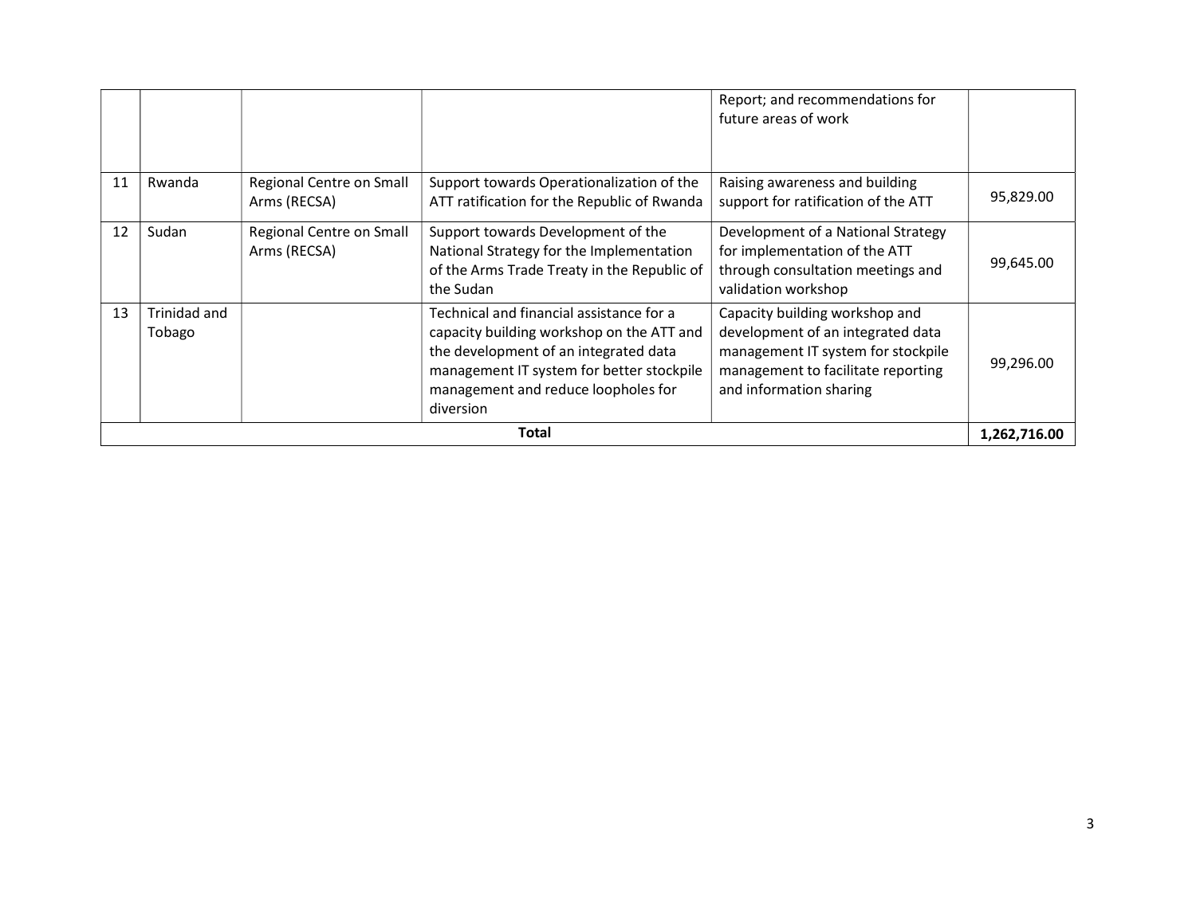| | | | | | |
|---|---|---|---|---|---|
| | | | | Report; and recommendations for future areas of work | |
| 11 | Rwanda | Regional Centre on Small Arms (RECSA) | Support towards Operationalization of the ATT ratification for the Republic of Rwanda | Raising awareness and building support for ratification of the ATT | 95,829.00 |
| 12 | Sudan | Regional Centre on Small Arms (RECSA) | Support towards Development of the National Strategy for the Implementation of the Arms Trade Treaty in the Republic of the Sudan | Development of a National Strategy for implementation of the ATT through consultation meetings and validation workshop | 99,645.00 |
| 13 | Trinidad and Tobago | | Technical and financial assistance for a capacity building workshop on the ATT and the development of an integrated data management IT system for better stockpile management and reduce loopholes for diversion | Capacity building workshop and development of an integrated data management IT system for stockpile management to facilitate reporting and information sharing | 99,296.00 |
| **Total** | | | | | **1,262,716.00** |